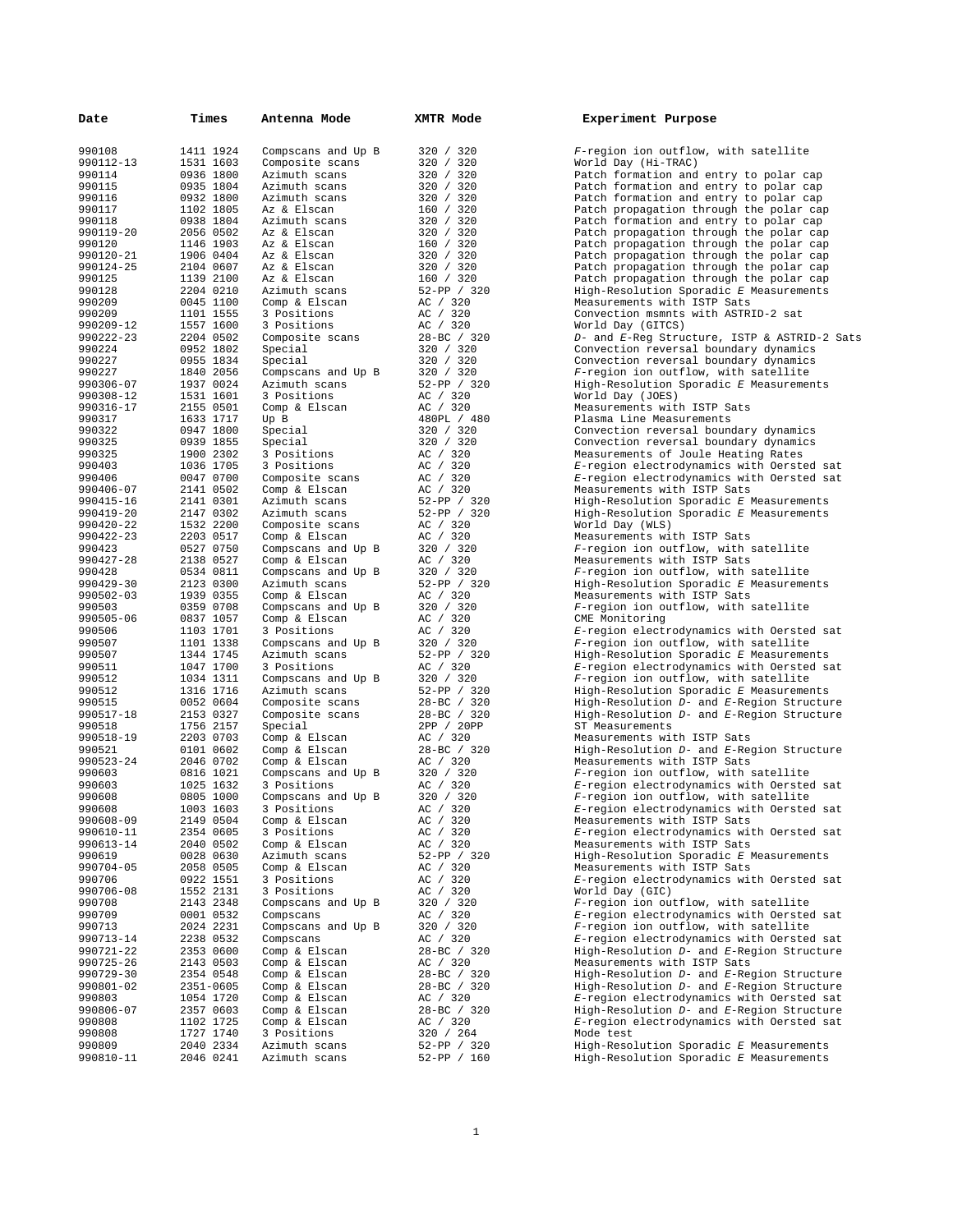| Date | Times | Antenna Mode | XMTR Mode | Experiment Purpose |
|---|---|---|---|---|
| 990108 | 1411 1924 | Compscans and Up B | 320 / 320 | *F*-region ion outflow, with satellite |
| 990112-13 | 1531 1603 | Composite scans | 320 / 320 | World Day (Hi-TRAC) |
| 990114 | 0936 1800 | Azimuth scans | 320 / 320 | Patch formation and entry to polar cap |
| 990115 | 0935 1804 | Azimuth scans | 320 / 320 | Patch formation and entry to polar cap |
| 990116 | 0932 1800 | Azimuth scans | 320 / 320 | Patch formation and entry to polar cap |
| 990117 | 1102 1805 | Az & Elscan | 160 / 320 | Patch propagation through the polar cap |
| 990118 | 0938 1804 | Azimuth scans | 320 / 320 | Patch formation and entry to polar cap |
| 990119-20 | 2056 0502 | Az & Elscan | 320 / 320 | Patch propagation through the polar cap |
| 990120 | 1146 1903 | Az & Elscan | 160 / 320 | Patch propagation through the polar cap |
| 990120-21 | 1906 0404 | Az & Elscan | 320 / 320 | Patch propagation through the polar cap |
| 990124-25 | 2104 0607 | Az & Elscan | 320 / 320 | Patch propagation through the polar cap |
| 990125 | 1139 2100 | Az & Elscan | 160 / 320 | Patch propagation through the polar cap |
| 990128 | 2204 0210 | Azimuth scans | 52-PP / 320 | High-Resolution Sporadic *E* Measurements |
| 990209 | 0045 1100 | Comp & Elscan | AC / 320 | Measurements with ISTP Sats |
| 990209 | 1101 1555 | 3 Positions | AC / 320 | Convection msmnts with ASTRID-2 sat |
| 990209-12 | 1557 1600 | 3 Positions | AC / 320 | World Day (GITCS) |
| 990222-23 | 2204 0502 | Composite scans | 28-BC / 320 | *D*- and *E*-Reg Structure, ISTP & ASTRID-2 Sats |
| 990224 | 0952 1802 | Special | 320 / 320 | Convection reversal boundary dynamics |
| 990227 | 0955 1834 | Special | 320 / 320 | Convection reversal boundary dynamics |
| 990227 | 1840 2056 | Compscans and Up B | 320 / 320 | *F*-region ion outflow, with satellite |
| 990306-07 | 1937 0024 | Azimuth scans | 52-PP / 320 | High-Resolution Sporadic *E* Measurements |
| 990308-12 | 1531 1601 | 3 Positions | AC / 320 | World Day (JOES) |
| 990316-17 | 2155 0501 | Comp & Elscan | AC / 320 | Measurements with ISTP Sats |
| 990317 | 1633 1717 | Up B | 480PL / 480 | Plasma Line Measurements |
| 990322 | 0947 1800 | Special | 320 / 320 | Convection reversal boundary dynamics |
| 990325 | 0939 1855 | Special | 320 / 320 | Convection reversal boundary dynamics |
| 990325 | 1900 2302 | 3 Positions | AC / 320 | Measurements of Joule Heating Rates |
| 990403 | 1036 1705 | 3 Positions | AC / 320 | *E*-region electrodynamics with Oersted sat |
| 990406 | 0047 0700 | Composite scans | AC / 320 | *E*-region electrodynamics with Oersted sat |
| 990406-07 | 2141 0502 | Comp & Elscan | AC / 320 | Measurements with ISTP Sats |
| 990415-16 | 2141 0301 | Azimuth scans | 52-PP / 320 | High-Resolution Sporadic *E* Measurements |
| 990419-20 | 2147 0302 | Azimuth scans | 52-PP / 320 | High-Resolution Sporadic *E* Measurements |
| 990420-22 | 1532 2200 | Composite scans | AC / 320 | World Day (WLS) |
| 990422-23 | 2203 0517 | Comp & Elscan | AC / 320 | Measurements with ISTP Sats |
| 990423 | 0527 0750 | Compscans and Up B | 320 / 320 | *F*-region ion outflow, with satellite |
| 990427-28 | 2138 0527 | Comp & Elscan | AC / 320 | Measurements with ISTP Sats |
| 990428 | 0534 0811 | Compscans and Up B | 320 / 320 | *F*-region ion outflow, with satellite |
| 990429-30 | 2123 0300 | Azimuth scans | 52-PP / 320 | High-Resolution Sporadic *E* Measurements |
| 990502-03 | 1939 0355 | Comp & Elscan | AC / 320 | Measurements with ISTP Sats |
| 990503 | 0359 0708 | Compscans and Up B | 320 / 320 | *F*-region ion outflow, with satellite |
| 990505-06 | 0837 1057 | Comp & Elscan | AC / 320 | CME Monitoring |
| 990506 | 1103 1701 | 3 Positions | AC / 320 | *E*-region electrodynamics with Oersted sat |
| 990507 | 1101 1338 | Compscans and Up B | 320 / 320 | *F*-region ion outflow, with satellite |
| 990507 | 1344 1745 | Azimuth scans | 52-PP / 320 | High-Resolution Sporadic *E* Measurements |
| 990511 | 1047 1700 | 3 Positions | AC / 320 | *E*-region electrodynamics with Oersted sat |
| 990512 | 1034 1311 | Compscans and Up B | 320 / 320 | *F*-region ion outflow, with satellite |
| 990512 | 1316 1716 | Azimuth scans | 52-PP / 320 | High-Resolution Sporadic *E* Measurements |
| 990515 | 0052 0604 | Composite scans | 28-BC / 320 | High-Resolution *D*- and *E*-Region Structure |
| 990517-18 | 2153 0327 | Composite scans | 28-BC / 320 | High-Resolution *D*- and *E*-Region Structure |
| 990518 | 1756 2157 | Special | 2PP / 20PP | ST Measurements |
| 990518-19 | 2203 0703 | Comp & Elscan | AC / 320 | Measurements with ISTP Sats |
| 990521 | 0101 0602 | Comp & Elscan | 28-BC / 320 | High-Resolution *D*- and *E*-Region Structure |
| 990523-24 | 2046 0702 | Comp & Elscan | AC / 320 | Measurements with ISTP Sats |
| 990603 | 0816 1021 | Compscans and Up B | 320 / 320 | *F*-region ion outflow, with satellite |
| 990603 | 1025 1632 | 3 Positions | AC / 320 | *E*-region electrodynamics with Oersted sat |
| 990608 | 0805 1000 | Compscans and Up B | 320 / 320 | *F*-region ion outflow, with satellite |
| 990608 | 1003 1603 | 3 Positions | AC / 320 | *E*-region electrodynamics with Oersted sat |
| 990608-09 | 2149 0504 | Comp & Elscan | AC / 320 | Measurements with ISTP Sats |
| 990610-11 | 2354 0605 | 3 Positions | AC / 320 | *E*-region electrodynamics with Oersted sat |
| 990613-14 | 2040 0502 | Comp & Elscan | AC / 320 | Measurements with ISTP Sats |
| 990619 | 0028 0630 | Azimuth scans | 52-PP / 320 | High-Resolution Sporadic *E* Measurements |
| 990704-05 | 2058 0505 | Comp & Elscan | AC / 320 | Measurements with ISTP Sats |
| 990706 | 0922 1551 | 3 Positions | AC / 320 | *E*-region electrodynamics with Oersted sat |
| 990706-08 | 1552 2131 | 3 Positions | AC / 320 | World Day (GIC) |
| 990708 | 2143 2348 | Compscans and Up B | 320 / 320 | *F*-region ion outflow, with satellite |
| 990709 | 0001 0532 | Compscans | AC / 320 | *E*-region electrodynamics with Oersted sat |
| 990713 | 2024 2231 | Compscans and Up B | 320 / 320 | *F*-region ion outflow, with satellite |
| 990713-14 | 2238 0532 | Compscans | AC / 320 | *E*-region electrodynamics with Oersted sat |
| 990721-22 | 2353 0600 | Comp & Elscan | 28-BC / 320 | High-Resolution *D*- and *E*-Region Structure |
| 990725-26 | 2143 0503 | Comp & Elscan | AC / 320 | Measurements with ISTP Sats |
| 990729-30 | 2354 0548 | Comp & Elscan | 28-BC / 320 | High-Resolution *D*- and *E*-Region Structure |
| 990801-02 | 2351-0605 | Comp & Elscan | 28-BC / 320 | High-Resolution *D*- and *E*-Region Structure |
| 990803 | 1054 1720 | Comp & Elscan | AC / 320 | *E*-region electrodynamics with Oersted sat |
| 990806-07 | 2357 0603 | Comp & Elscan | 28-BC / 320 | High-Resolution *D*- and *E*-Region Structure |
| 990808 | 1102 1725 | Comp & Elscan | AC / 320 | *E*-region electrodynamics with Oersted sat |
| 990808 | 1727 1740 | 3 Positions | 320 / 264 | Mode test |
| 990809 | 2040 2334 | Azimuth scans | 52-PP / 320 | High-Resolution Sporadic *E* Measurements |
| 990810-11 | 2046 0241 | Azimuth scans | 52-PP / 160 | High-Resolution Sporadic *E* Measurements |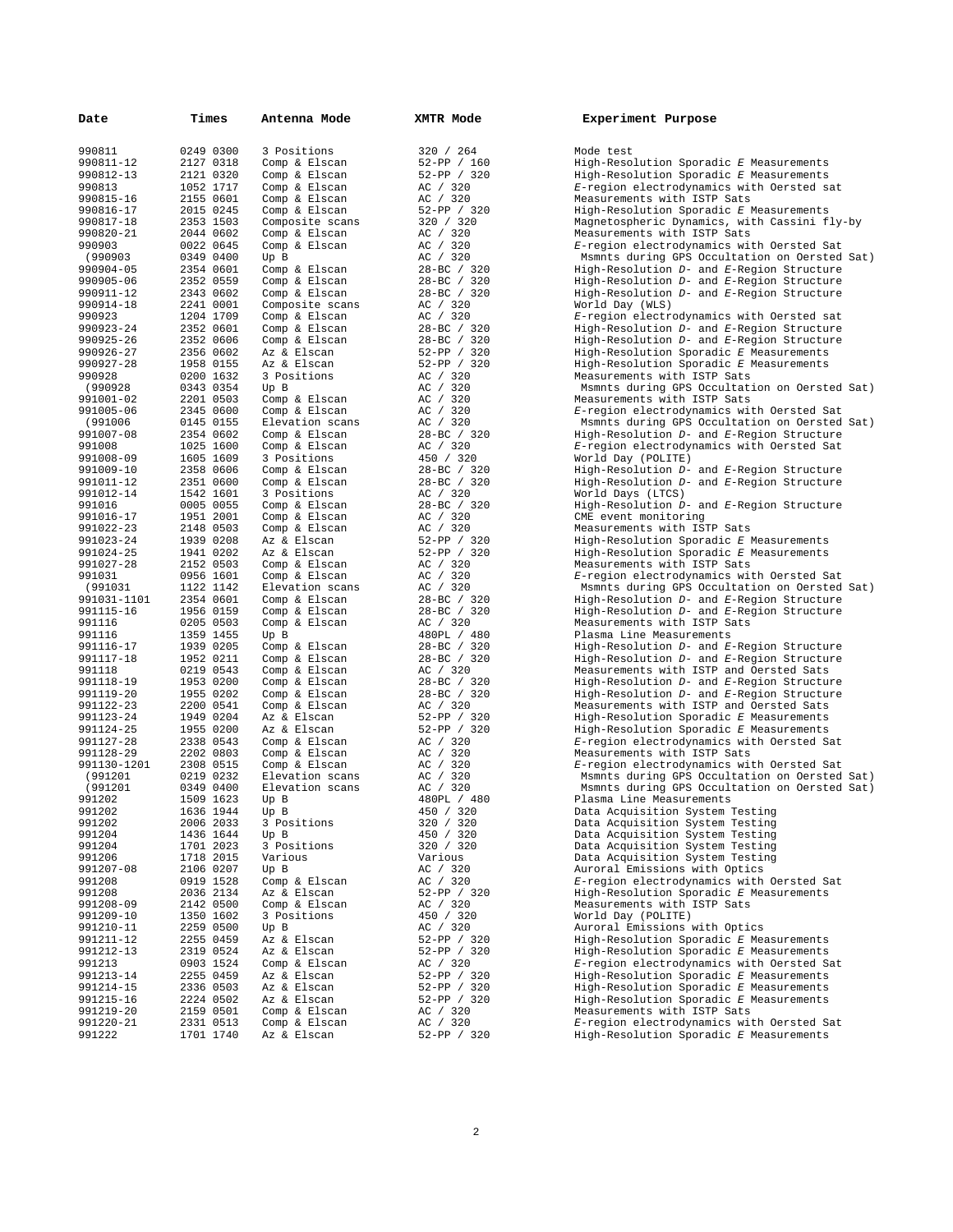| Date | Times | Antenna Mode | XMTR Mode | Experiment Purpose |
|---|---|---|---|---|
| 990811 | 0249 0300 | 3 Positions | 320 / 264 | Mode test |
| 990811-12 | 2127 0318 | Comp & Elscan | 52-PP / 160 | High-Resolution Sporadic *E* Measurements |
| 990812-13 | 2121 0320 | Comp & Elscan | 52-PP / 320 | High-Resolution Sporadic *E* Measurements |
| 990813 | 1052 1717 | Comp & Elscan | AC / 320 | *E*-region electrodynamics with Oersted sat |
| 990815-16 | 2155 0601 | Comp & Elscan | AC / 320 | Measurements with ISTP Sats |
| 990816-17 | 2015 0245 | Comp & Elscan | 52-PP / 320 | High-Resolution Sporadic *E* Measurements |
| 990817-18 | 2353 1503 | Composite scans | 320 / 320 | Magnetospheric Dynamics, with Cassini fly-by |
| 990820-21 | 2044 0602 | Comp & Elscan | AC / 320 | Measurements with ISTP Sats |
| 990903 | 0022 0645 | Comp & Elscan | AC / 320 | *E*-region electrodynamics with Oersted Sat |
| (990903 | 0349 0400 | Up B | AC / 320 | Msmnts during GPS Occultation on Oersted Sat) |
| 990904-05 | 2354 0601 | Comp & Elscan | 28-BC / 320 | High-Resolution *D*- and *E*-Region Structure |
| 990905-06 | 2352 0559 | Comp & Elscan | 28-BC / 320 | High-Resolution *D*- and *E*-Region Structure |
| 990911-12 | 2343 0602 | Comp & Elscan | 28-BC / 320 | High-Resolution *D*- and *E*-Region Structure |
| 990914-18 | 2241 0001 | Composite scans | AC / 320 | World Day (WLS) |
| 990923 | 1204 1709 | Comp & Elscan | AC / 320 | *E*-region electrodynamics with Oersted sat |
| 990923-24 | 2352 0601 | Comp & Elscan | 28-BC / 320 | High-Resolution *D*- and *E*-Region Structure |
| 990925-26 | 2352 0606 | Comp & Elscan | 28-BC / 320 | High-Resolution *D*- and *E*-Region Structure |
| 990926-27 | 2356 0602 | Az & Elscan | 52-PP / 320 | High-Resolution Sporadic *E* Measurements |
| 990927-28 | 1958 0155 | Az & Elscan | 52-PP / 320 | High-Resolution Sporadic *E* Measurements |
| 990928 | 0200 1632 | 3 Positions | AC / 320 | Measurements with ISTP Sats |
| (990928 | 0343 0354 | Up B | AC / 320 | Msmnts during GPS Occultation on Oersted Sat) |
| 991001-02 | 2201 0503 | Comp & Elscan | AC / 320 | Measurements with ISTP Sats |
| 991005-06 | 2345 0600 | Comp & Elscan | AC / 320 | *E*-region electrodynamics with Oersted Sat |
| (991006 | 0145 0155 | Elevation scans | AC / 320 | Msmnts during GPS Occultation on Oersted Sat) |
| 991007-08 | 2354 0602 | Comp & Elscan | 28-BC / 320 | High-Resolution *D*- and *E*-Region Structure |
| 991008 | 1025 1600 | Comp & Elscan | AC / 320 | *E*-region electrodynamics with Oersted Sat |
| 991008-09 | 1605 1609 | 3 Positions | 450 / 320 | World Day (POLITE) |
| 991009-10 | 2358 0606 | Comp & Elscan | 28-BC / 320 | High-Resolution *D*- and *E*-Region Structure |
| 991011-12 | 2351 0600 | Comp & Elscan | 28-BC / 320 | High-Resolution *D*- and *E*-Region Structure |
| 991012-14 | 1542 1601 | 3 Positions | AC / 320 | World Days (LTCS) |
| 991016 | 0005 0055 | Comp & Elscan | 28-BC / 320 | High-Resolution *D*- and *E*-Region Structure |
| 991016-17 | 1951 2001 | Comp & Elscan | AC / 320 | CME event monitoring |
| 991022-23 | 2148 0503 | Comp & Elscan | AC / 320 | Measurements with ISTP Sats |
| 991023-24 | 1939 0208 | Az & Elscan | 52-PP / 320 | High-Resolution Sporadic *E* Measurements |
| 991024-25 | 1941 0202 | Az & Elscan | 52-PP / 320 | High-Resolution Sporadic *E* Measurements |
| 991027-28 | 2152 0503 | Comp & Elscan | AC / 320 | Measurements with ISTP Sats |
| 991031 | 0956 1601 | Comp & Elscan | AC / 320 | *E*-region electrodynamics with Oersted Sat |
| (991031 | 1122 1142 | Elevation scans | AC / 320 | Msmnts during GPS Occultation on Oersted Sat) |
| 991031-1101 | 2354 0601 | Comp & Elscan | 28-BC / 320 | High-Resolution *D*- and *E*-Region Structure |
| 991115-16 | 1956 0159 | Comp & Elscan | 28-BC / 320 | High-Resolution *D*- and *E*-Region Structure |
| 991116 | 0205 0503 | Comp & Elscan | AC / 320 | Measurements with ISTP Sats |
| 991116 | 1359 1455 | Up B | 480PL / 480 | Plasma Line Measurements |
| 991116-17 | 1939 0205 | Comp & Elscan | 28-BC / 320 | High-Resolution *D*- and *E*-Region Structure |
| 991117-18 | 1952 0211 | Comp & Elscan | 28-BC / 320 | High-Resolution *D*- and *E*-Region Structure |
| 991118 | 0219 0543 | Comp & Elscan | AC / 320 | Measurements with ISTP and Oersted Sats |
| 991118-19 | 1953 0200 | Comp & Elscan | 28-BC / 320 | High-Resolution *D*- and *E*-Region Structure |
| 991119-20 | 1955 0202 | Comp & Elscan | 28-BC / 320 | High-Resolution *D*- and *E*-Region Structure |
| 991122-23 | 2200 0541 | Comp & Elscan | AC / 320 | Measurements with ISTP and Oersted Sats |
| 991123-24 | 1949 0204 | Az & Elscan | 52-PP / 320 | High-Resolution Sporadic *E* Measurements |
| 991124-25 | 1955 0200 | Az & Elscan | 52-PP / 320 | High-Resolution Sporadic *E* Measurements |
| 991127-28 | 2338 0543 | Comp & Elscan | AC / 320 | *E*-region electrodynamics with Oersted Sat |
| 991128-29 | 2202 0803 | Comp & Elscan | AC / 320 | Measurements with ISTP Sats |
| 991130-1201 | 2308 0515 | Comp & Elscan | AC / 320 | *E*-region electrodynamics with Oersted Sat |
| (991201 | 0219 0232 | Elevation scans | AC / 320 | Msmnts during GPS Occultation on Oersted Sat) |
| (991201 | 0349 0400 | Elevation scans | AC / 320 | Msmnts during GPS Occultation on Oersted Sat) |
| 991202 | 1509 1623 | Up B | 480PL / 480 | Plasma Line Measurements |
| 991202 | 1636 1944 | Up B | 450 / 320 | Data Acquisition System Testing |
| 991202 | 2006 2033 | 3 Positions | 320 / 320 | Data Acquisition System Testing |
| 991204 | 1436 1644 | Up B | 450 / 320 | Data Acquisition System Testing |
| 991204 | 1701 2023 | 3 Positions | 320 / 320 | Data Acquisition System Testing |
| 991206 | 1718 2015 | Various | Various | Data Acquisition System Testing |
| 991207-08 | 2106 0207 | Up B | AC / 320 | Auroral Emissions with Optics |
| 991208 | 0919 1528 | Comp & Elscan | AC / 320 | *E*-region electrodynamics with Oersted Sat |
| 991208 | 2036 2134 | Az & Elscan | 52-PP / 320 | High-Resolution Sporadic *E* Measurements |
| 991208-09 | 2142 0500 | Comp & Elscan | AC / 320 | Measurements with ISTP Sats |
| 991209-10 | 1350 1602 | 3 Positions | 450 / 320 | World Day (POLITE) |
| 991210-11 | 2259 0500 | Up B | AC / 320 | Auroral Emissions with Optics |
| 991211-12 | 2255 0459 | Az & Elscan | 52-PP / 320 | High-Resolution Sporadic *E* Measurements |
| 991212-13 | 2319 0524 | Az & Elscan | 52-PP / 320 | High-Resolution Sporadic *E* Measurements |
| 991213 | 0903 1524 | Comp & Elscan | AC / 320 | *E*-region electrodynamics with Oersted Sat |
| 991213-14 | 2255 0459 | Az & Elscan | 52-PP / 320 | High-Resolution Sporadic *E* Measurements |
| 991214-15 | 2336 0503 | Az & Elscan | 52-PP / 320 | High-Resolution Sporadic *E* Measurements |
| 991215-16 | 2224 0502 | Az & Elscan | 52-PP / 320 | High-Resolution Sporadic *E* Measurements |
| 991219-20 | 2159 0501 | Comp & Elscan | AC / 320 | Measurements with ISTP Sats |
| 991220-21 | 2331 0513 | Comp & Elscan | AC / 320 | *E*-region electrodynamics with Oersted Sat |
| 991222 | 1701 1740 | Az & Elscan | 52-PP / 320 | High-Resolution Sporadic *E* Measurements |